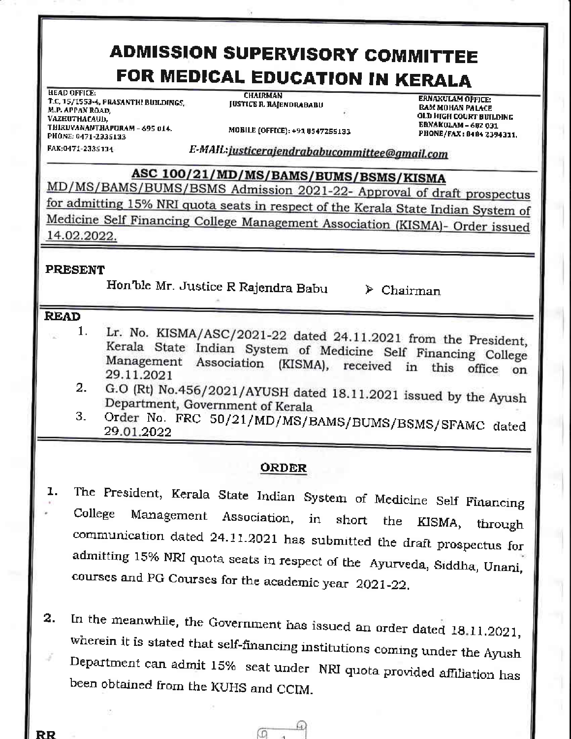# ADMISSION SUPERVISORY COMMITTEE FOR MEDICAL EDUCATION IN KERALA

HEAD OFFICE:
T.C. 15/1553-4, PRASANTHI BUILDINGS,
M.P. APPAN ROAD,
VAZHUTHACAUD,
THIRUVANANTHAPURAM - 695 014.
PHONE: 0471-2335133
FAX:0471-2335134

CHAIRMAN
JUSTICE R. RAJENDRABABU

MOBILE (OFFICE): +91 8547255133

ERNAKULAM OFFICE:
RAM MOHAN PALACE
OLD HIGH COURT BUILDING
ERNAKULAM - 682 031
PHONE/FAX: 0484 2394311.

*E-MAIL: justicerajendrababucommittee@gmail.com*

## ASC 100/21/MD/MS/BAMS/BUMS/BSMS/KISMA

MD/MS/BAMS/BUMS/BSMS Admission 2021-22- Approval of draft prospectus for admitting 15% NRI quota seats in respect of the Kerala State Indian System of Medicine Self Financing College Management Association (KISMA)- Order issued 14.02.2022.

**PRESENT**

Hon'ble Mr. Justice R Rajendra Babu ➢ Chairman

**READ**

1. Lr. No. KISMA/ASC/2021-22 dated 24.11.2021 from the President, Kerala State Indian System of Medicine Self Financing College Management Association (KISMA), received in this office on 29.11.2021
2. G.O (Rt) No.456/2021/AYUSH dated 18.11.2021 issued by the Ayush Department, Government of Kerala
3. Order No. FRC 50/21/MD/MS/BAMS/BUMS/BSMS/SFAMC dated 29.01.2022

## ORDER

1. The President, Kerala State Indian System of Medicine Self Financing College Management Association, in short the KISMA, through communication dated 24.11.2021 has submitted the draft prospectus for admitting 15% NRI quota seats in respect of the Ayurveda, Siddha, Unani, courses and PG Courses for the academic year 2021-22.

2. In the meanwhile, the Government has issued an order dated 18.11.2021, wherein it is stated that self-financing institutions coming under the Ayush Department can admit 15% seat under NRI quota provided affiliation has been obtained from the KUHS and CCIM.

RR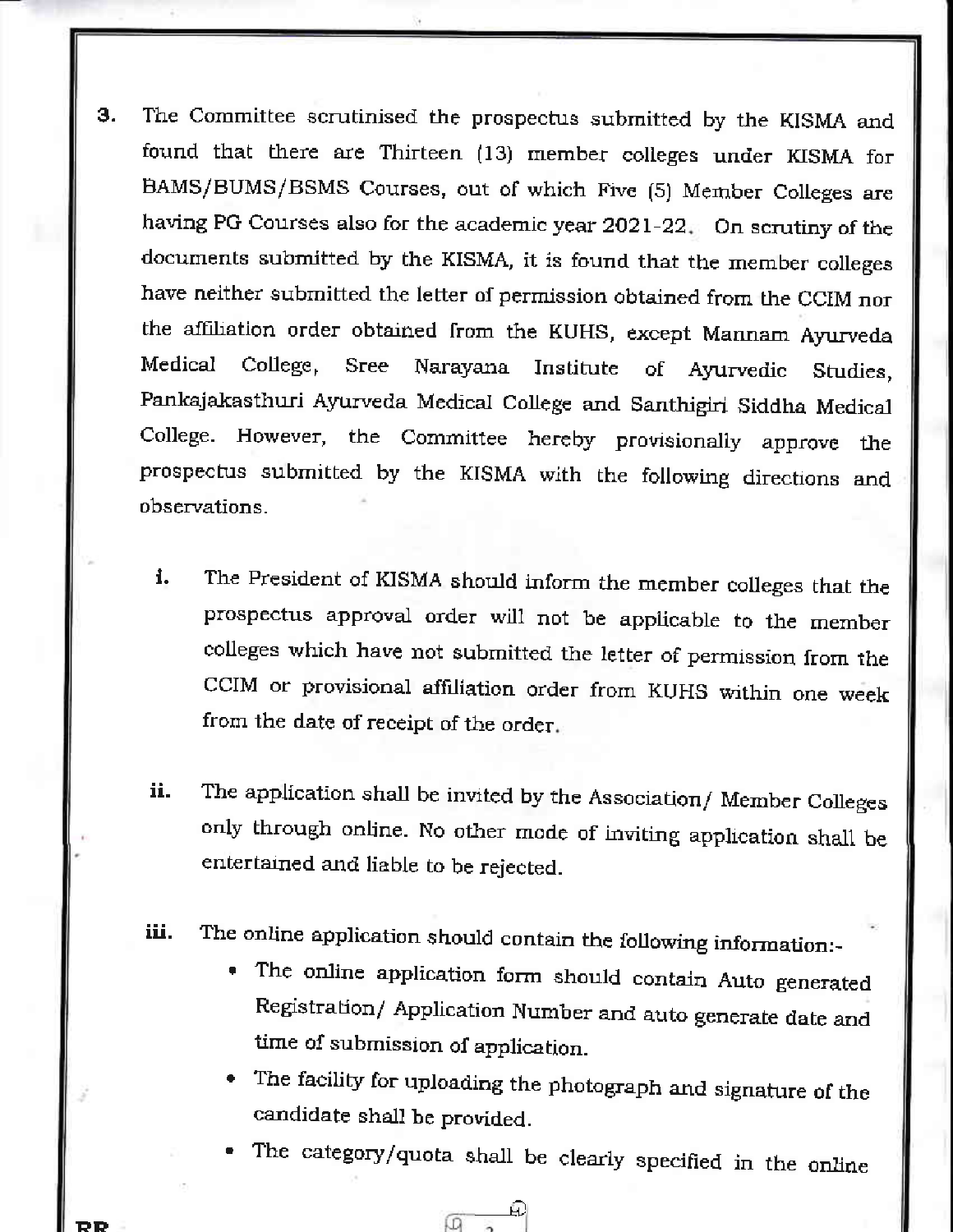3. The Committee scrutinised the prospectus submitted by the KISMA and found that there are Thirteen (13) member colleges under KISMA for BAMS/BUMS/BSMS Courses, out of which Five (5) Member Colleges are having PG Courses also for the academic year 2021-22. On scrutiny of the documents submitted by the KISMA, it is found that the member colleges have neither submitted the letter of permission obtained from the CCIM nor the affiliation order obtained from the KUHS, except Mannam Ayurveda Medical College, Sree Narayana Institute of Ayurvedic Studies, Pankajakasthuri Ayurveda Medical College and Santhigiri Siddha Medical College. However, the Committee hereby provisionally approve the prospectus submitted by the KISMA with the following directions and observations.

   i. The President of KISMA should inform the member colleges that the prospectus approval order will not be applicable to the member colleges which have not submitted the letter of permission from the CCIM or provisional affiliation order from KUHS within one week from the date of receipt of the order.

   ii. The application shall be invited by the Association/ Member Colleges only through online. No other mode of inviting application shall be entertained and liable to be rejected.

   iii. The online application should contain the following information:-
      - The online application form should contain Auto generated Registration/ Application Number and auto generate date and time of submission of application.
      - The facility for uploading the photograph and signature of the candidate shall be provided.
      - The category/quota shall be clearly specified in the online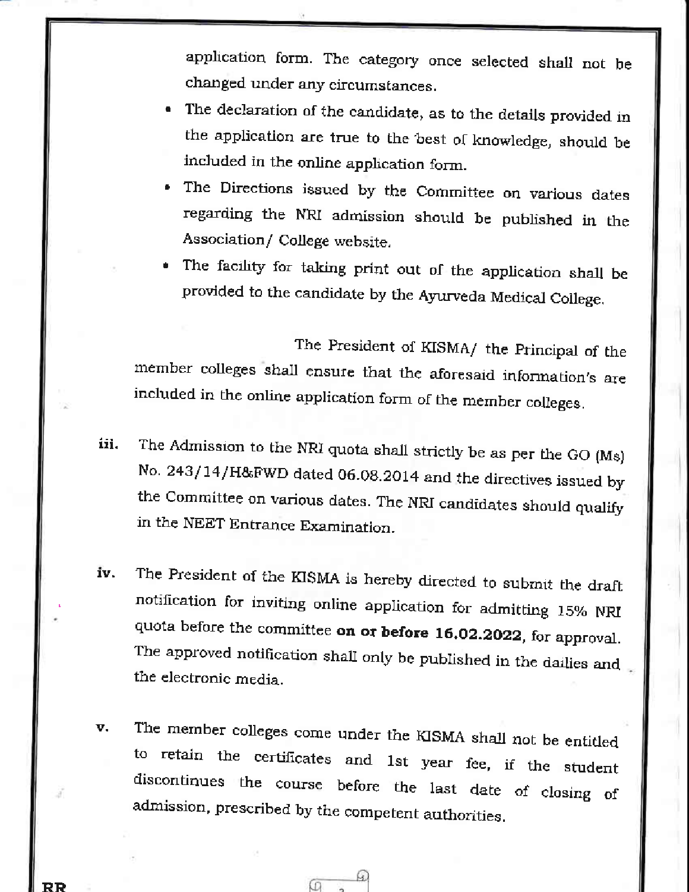application form. The category once selected shall not be changed under any circumstances.

- The declaration of the candidate, as to the details provided in the application are true to the best of knowledge, should be included in the online application form.
- The Directions issued by the Committee on various dates regarding the NRI admission should be published in the Association/ College website.
- The facility for taking print out of the application shall be provided to the candidate by the Ayurveda Medical College.

The President of KISMA/ the Principal of the member colleges shall ensure that the aforesaid information's are included in the online application form of the member colleges.

iii. The Admission to the NRI quota shall strictly be as per the GO (Ms) No. 243/14/H&FWD dated 06.08.2014 and the directives issued by the Committee on various dates. The NRI candidates should qualify in the NEET Entrance Examination.

iv. The President of the KISMA is hereby directed to submit the draft notification for inviting online application for admitting 15% NRI quota before the committee **on or before 16.02.2022**, for approval. The approved notification shall only be published in the dailies and the electronic media.

v. The member colleges come under the KISMA shall not be entitled to retain the certificates and 1st year fee, if the student discontinues the course before the last date of closing of admission, prescribed by the competent authorities.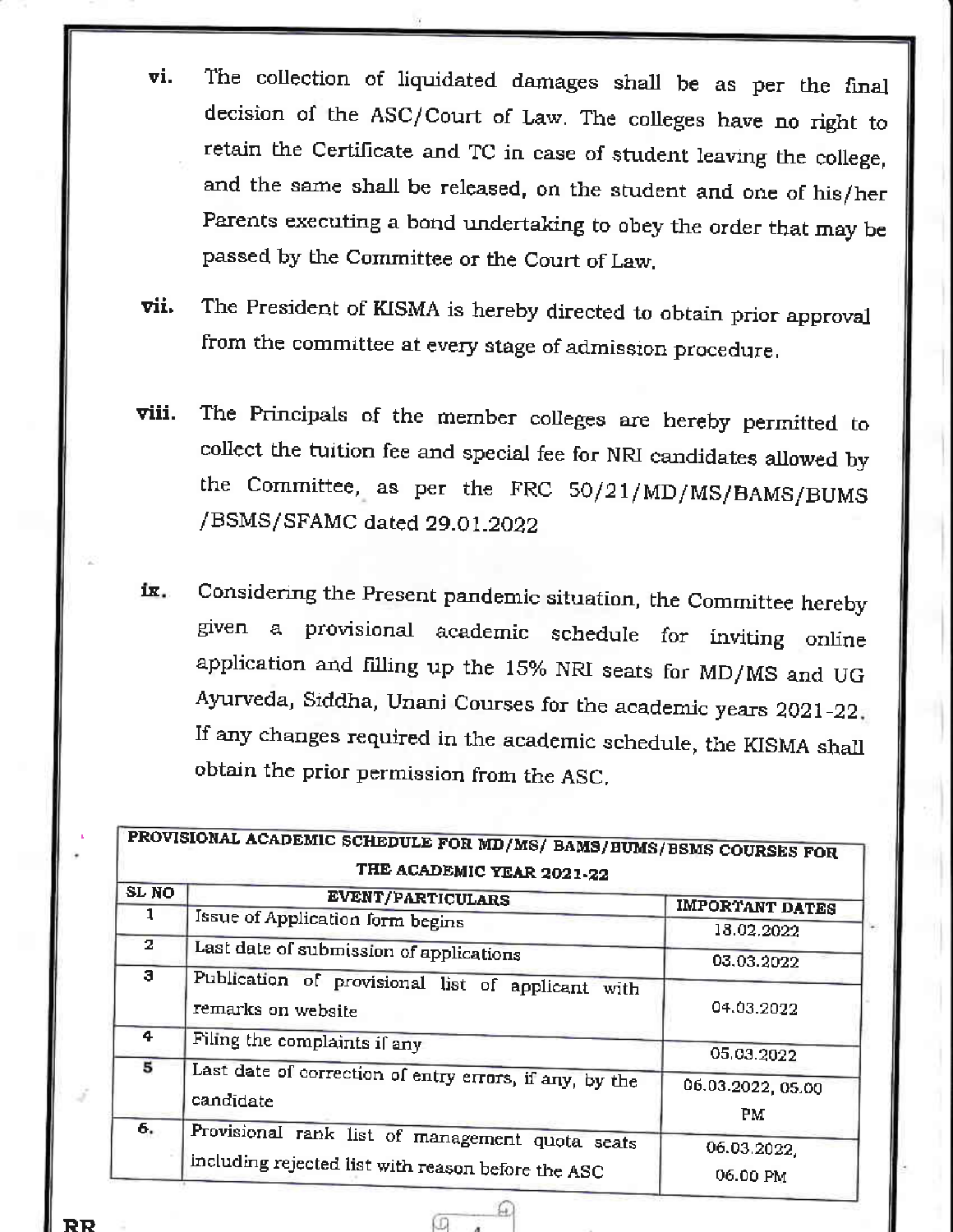vi. The collection of liquidated damages shall be as per the final decision of the ASC/Court of Law. The colleges have no right to retain the Certificate and TC in case of student leaving the college, and the same shall be released, on the student and one of his/her Parents executing a bond undertaking to obey the order that may be passed by the Committee or the Court of Law.

vii. The President of KISMA is hereby directed to obtain prior approval from the committee at every stage of admission procedure.

viii. The Principals of the member colleges are hereby permitted to collect the tuition fee and special fee for NRI candidates allowed by the Committee, as per the FRC 50/21/MD/MS/BAMS/BUMS /BSMS/SFAMC dated 29.01.2022

ix. Considering the Present pandemic situation, the Committee hereby given a provisional academic schedule for inviting online application and filling up the 15% NRI seats for MD/MS and UG Ayurveda, Siddha, Unani Courses for the academic years 2021-22. If any changes required in the academic schedule, the KISMA shall obtain the prior permission from the ASC.

| PROVISIONAL ACADEMIC SCHEDULE FOR MD/MS/ BAMS/BUMS/BSMS COURSES FOR THE ACADEMIC YEAR 2021-22 | | |
|---|---|---|
| **SL NO** | **EVENT/PARTICULARS** | **IMPORTANT DATES** |
| 1 | Issue of Application form begins | 18.02.2022 |
| 2 | Last date of submission of applications | 03.03.2022 |
| 3 | Publication of provisional list of applicant with remarks on website | 04.03.2022 |
| 4 | Filing the complaints if any | 05.03.2022 |
| 5 | Last date of correction of entry errors, if any, by the candidate | 06.03.2022, 05.00 PM |
| 6. | Provisional rank list of management quota seats including rejected list with reason before the ASC | 06.03.2022, 06.00 PM |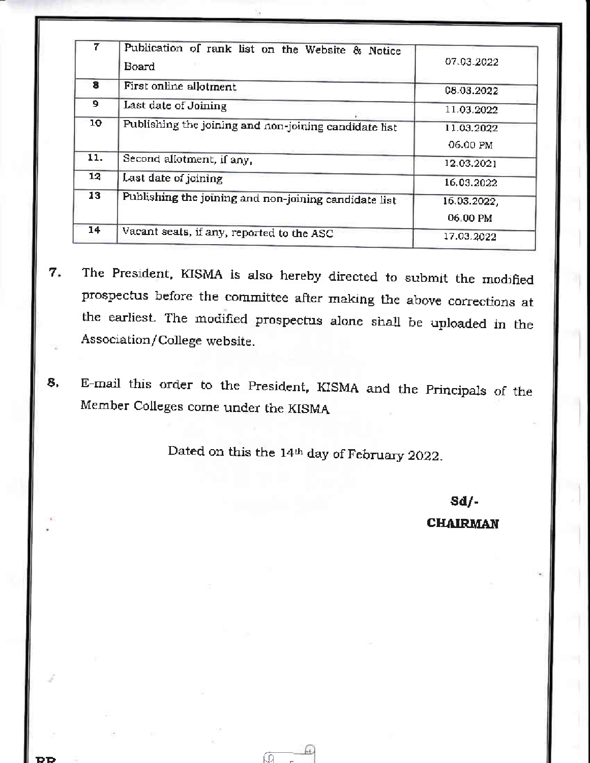| | | |
|---|---|---|
| 7 | Publication of rank list on the Website & Notice Board | 07.03.2022 |
| 8 | First online allotment | 08.03.2022 |
| 9 | Last date of Joining | 11.03.2022 |
| 10 | Publishing the joining and non-joining candidate list | 11.03.2022 06.00 PM |
| 11. | Second allotment, if any, | 12.03.2021 |
| 12 | Last date of joining | 16.03.2022 |
| 13 | Publishing the joining and non-joining candidate list | 16.03.2022, 06.00 PM |
| 14 | Vacant seats, if any, reported to the ASC | 17.03.2022 |

7. The President, KISMA is also hereby directed to submit the modified prospectus before the committee after making the above corrections at the earliest. The modified prospectus alone shall be uploaded in the Association/College website.

8. E-mail this order to the President, KISMA and the Principals of the Member Colleges come under the KISMA

Dated on this the 14th day of February 2022.

**Sd/-**

**CHAIRMAN**